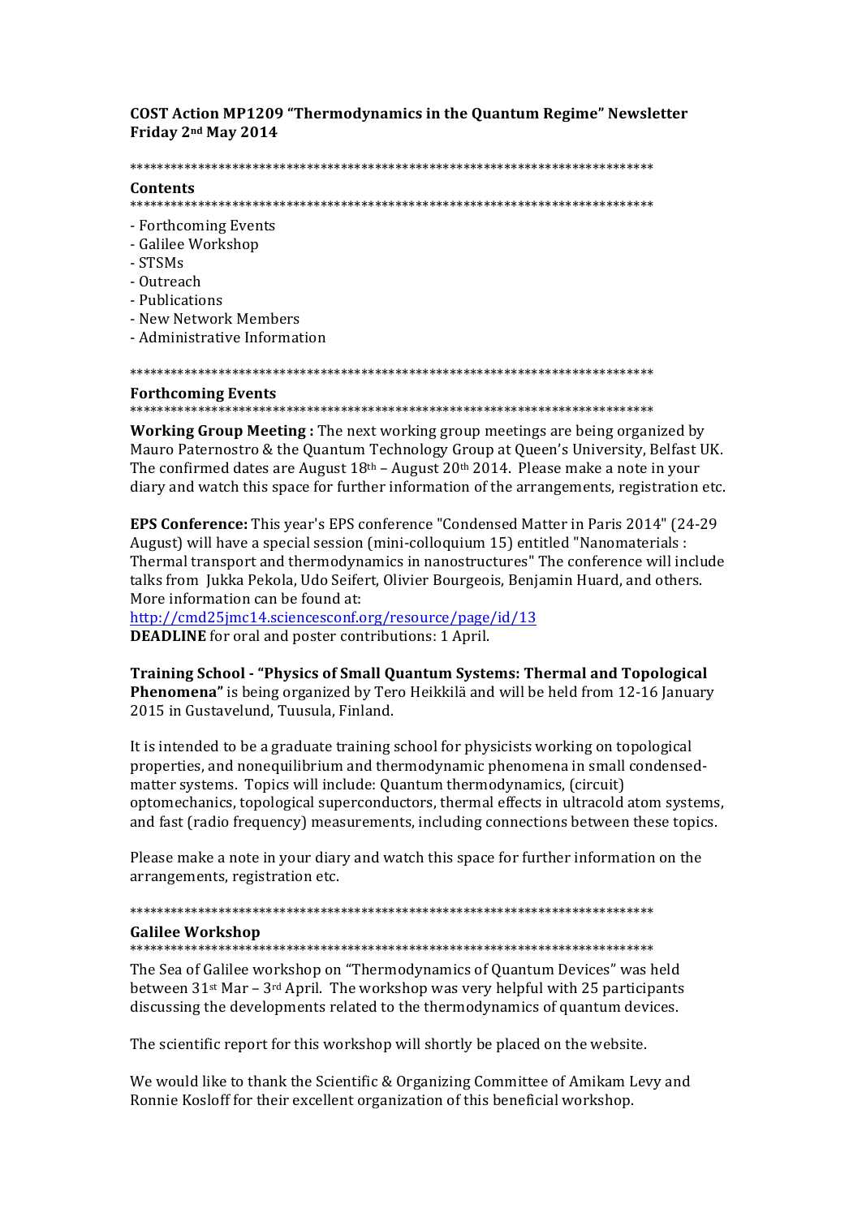**COST Action MP1209 "Thermodynamics in the Quantum Regime" Newsletter**
**Friday 2nd May 2014**

******************************************************************************

**Contents**

******************************************************************************

- Forthcoming Events
- Galilee Workshop
- STSMs
- Outreach
- Publications
- New Network Members
- Administrative Information

******************************************************************************

**Forthcoming Events**

******************************************************************************

**Working Group Meeting :** The next working group meetings are being organized by Mauro Paternostro & the Quantum Technology Group at Queen's University, Belfast UK. The confirmed dates are August 18th – August 20th 2014. Please make a note in your diary and watch this space for further information of the arrangements, registration etc.

**EPS Conference:** This year's EPS conference "Condensed Matter in Paris 2014" (24-29 August) will have a special session (mini-colloquium 15) entitled "Nanomaterials : Thermal transport and thermodynamics in nanostructures" The conference will include talks from Jukka Pekola, Udo Seifert, Olivier Bourgeois, Benjamin Huard, and others. More information can be found at:

http://cmd25jmc14.sciencesconf.org/resource/page/id/13

**DEADLINE** for oral and poster contributions: 1 April.

**Training School - "Physics of Small Quantum Systems: Thermal and Topological Phenomena"** is being organized by Tero Heikkilä and will be held from 12-16 January 2015 in Gustavelund, Tuusula, Finland.

It is intended to be a graduate training school for physicists working on topological properties, and nonequilibrium and thermodynamic phenomena in small condensed-matter systems. Topics will include: Quantum thermodynamics, (circuit) optomechanics, topological superconductors, thermal effects in ultracold atom systems, and fast (radio frequency) measurements, including connections between these topics.

Please make a note in your diary and watch this space for further information on the arrangements, registration etc.

******************************************************************************

**Galilee Workshop**

******************************************************************************

The Sea of Galilee workshop on "Thermodynamics of Quantum Devices" was held between 31st Mar – 3rd April. The workshop was very helpful with 25 participants discussing the developments related to the thermodynamics of quantum devices.

The scientific report for this workshop will shortly be placed on the website.

We would like to thank the Scientific & Organizing Committee of Amikam Levy and Ronnie Kosloff for their excellent organization of this beneficial workshop.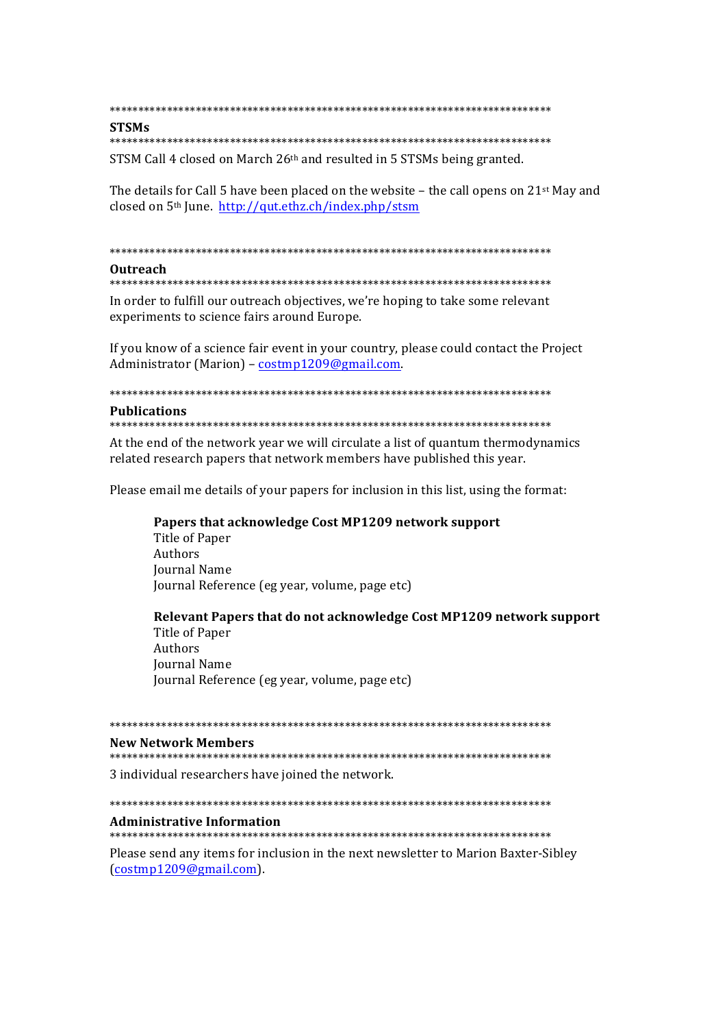******************************************************************************

**STSMs**

******************************************************************************

STSM Call 4 closed on March 26th and resulted in 5 STSMs being granted.

The details for Call 5 have been placed on the website – the call opens on 21st May and closed on 5th June. http://qut.ethz.ch/index.php/stsm

******************************************************************************

**Outreach**

******************************************************************************

In order to fulfill our outreach objectives, we're hoping to take some relevant experiments to science fairs around Europe.

If you know of a science fair event in your country, please could contact the Project Administrator (Marion) – costmp1209@gmail.com.

******************************************************************************

**Publications**

******************************************************************************

At the end of the network year we will circulate a list of quantum thermodynamics related research papers that network members have published this year.

Please email me details of your papers for inclusion in this list, using the format:

> **Papers that acknowledge Cost MP1209 network support**
> Title of Paper
> Authors
> Journal Name
> Journal Reference (eg year, volume, page etc)
>
> **Relevant Papers that do not acknowledge Cost MP1209 network support**
> Title of Paper
> Authors
> Journal Name
> Journal Reference (eg year, volume, page etc)

******************************************************************************

**New Network Members**

******************************************************************************

3 individual researchers have joined the network.

******************************************************************************

**Administrative Information**

******************************************************************************

Please send any items for inclusion in the next newsletter to Marion Baxter-Sibley (costmp1209@gmail.com).